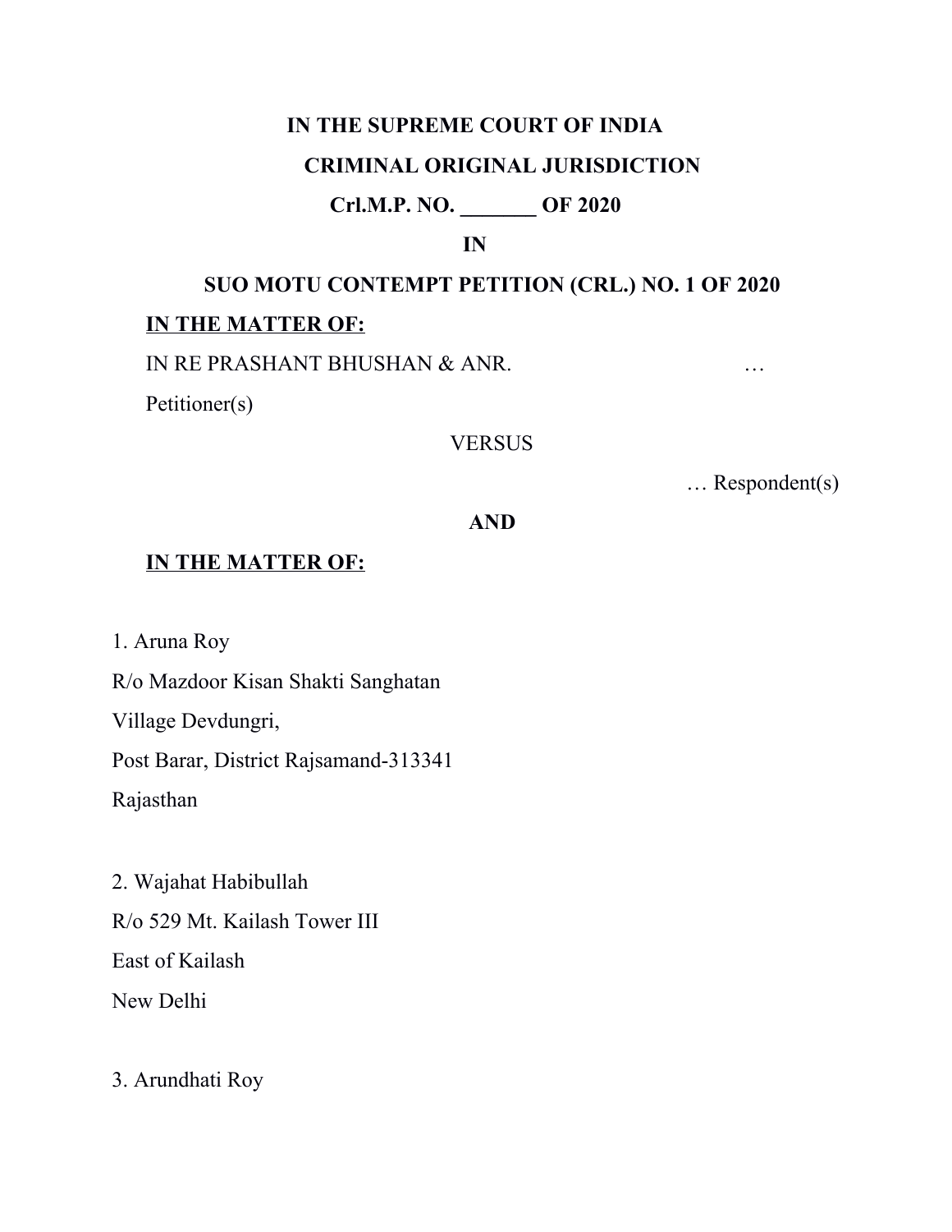**IN THE SUPREME COURT OF INDIA**

**CRIMINAL ORIGINAL JURISDICTION**

**Crl.M.P. NO. _______ OF 2020**

**IN**

**SUO MOTU CONTEMPT PETITION (CRL.) NO. 1 OF 2020**

**<u>IN THE MATTER OF:</u>**

IN RE PRASHANT BHUSHAN & ANR. … Petitioner(s)

VERSUS

… Respondent(s)

**AND**

**<u>IN THE MATTER OF:</u>**

1. Aruna Roy
R/o Mazdoor Kisan Shakti Sanghatan
Village Devdungri,
Post Barar, District Rajsamand-313341
Rajasthan

2. Wajahat Habibullah
R/o 529 Mt. Kailash Tower III
East of Kailash
New Delhi

3. Arundhati Roy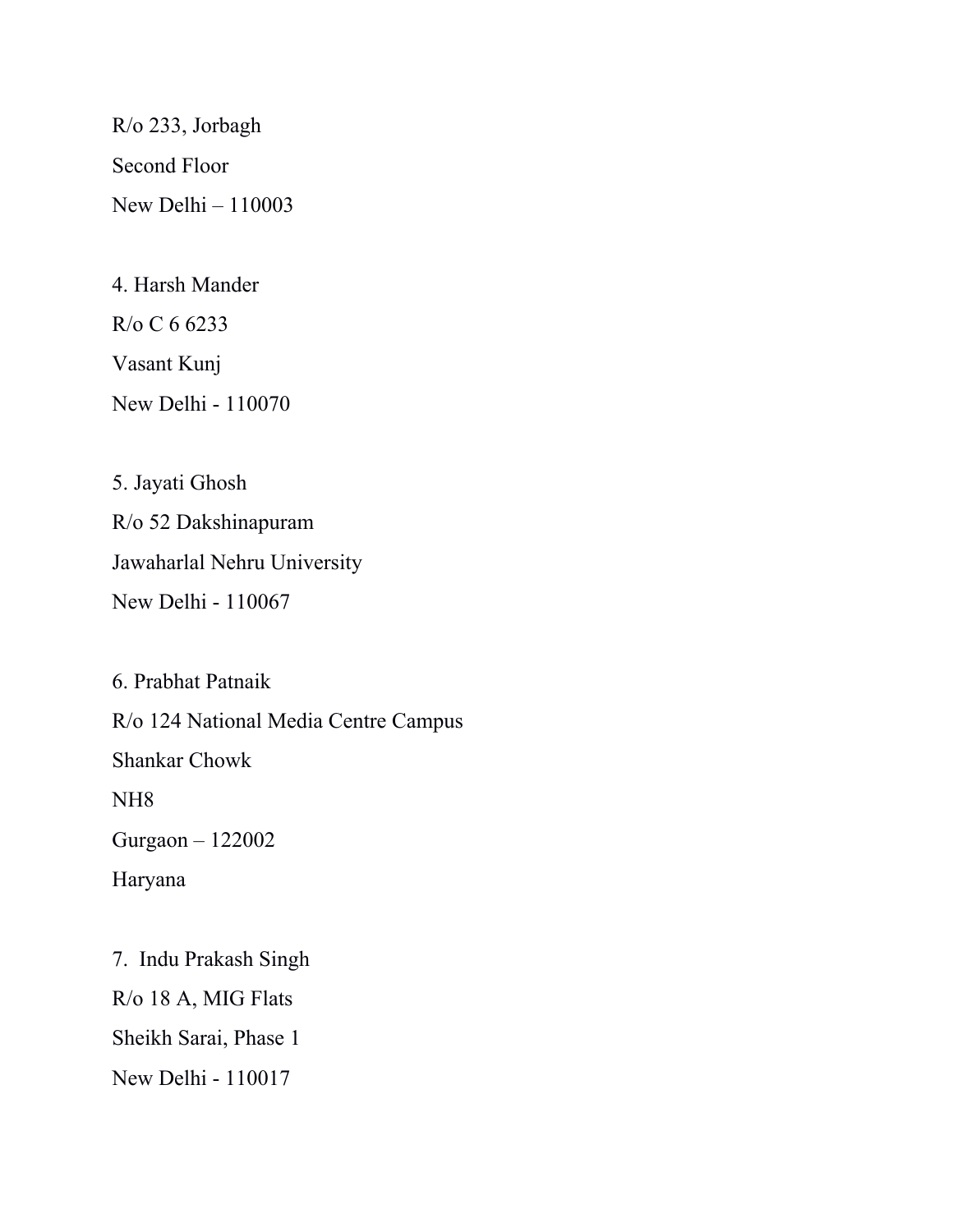R/o 233, Jorbagh

Second Floor

New Delhi – 110003

4. Harsh Mander

R/o C 6 6233

Vasant Kunj

New Delhi - 110070

5. Jayati Ghosh

R/o 52 Dakshinapuram

Jawaharlal Nehru University

New Delhi - 110067

6. Prabhat Patnaik

R/o 124 National Media Centre Campus

Shankar Chowk

NH8

Gurgaon – 122002

Haryana

7. Indu Prakash Singh

R/o 18 A, MIG Flats

Sheikh Sarai, Phase 1

New Delhi - 110017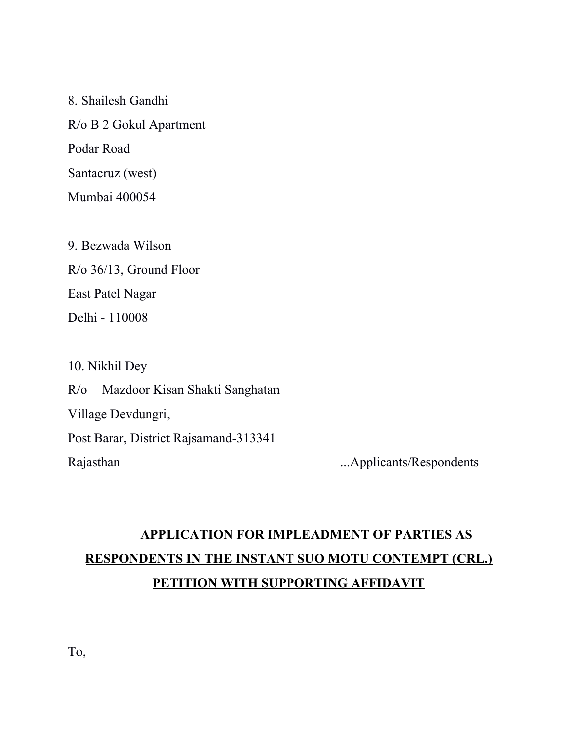8. Shailesh Gandhi

R/o B 2 Gokul Apartment

Podar Road

Santacruz (west)

Mumbai 400054

9. Bezwada Wilson

R/o 36/13, Ground Floor

East Patel Nagar

Delhi - 110008

10. Nikhil Dey

R/o Mazdoor Kisan Shakti Sanghatan

Village Devdungri,

Post Barar, District Rajsamand-313341

Rajasthan ...Applicants/Respondents

**APPLICATION FOR IMPLEADMENT OF PARTIES AS RESPONDENTS IN THE INSTANT SUO MOTU CONTEMPT (CRL.) PETITION WITH SUPPORTING AFFIDAVIT**

To,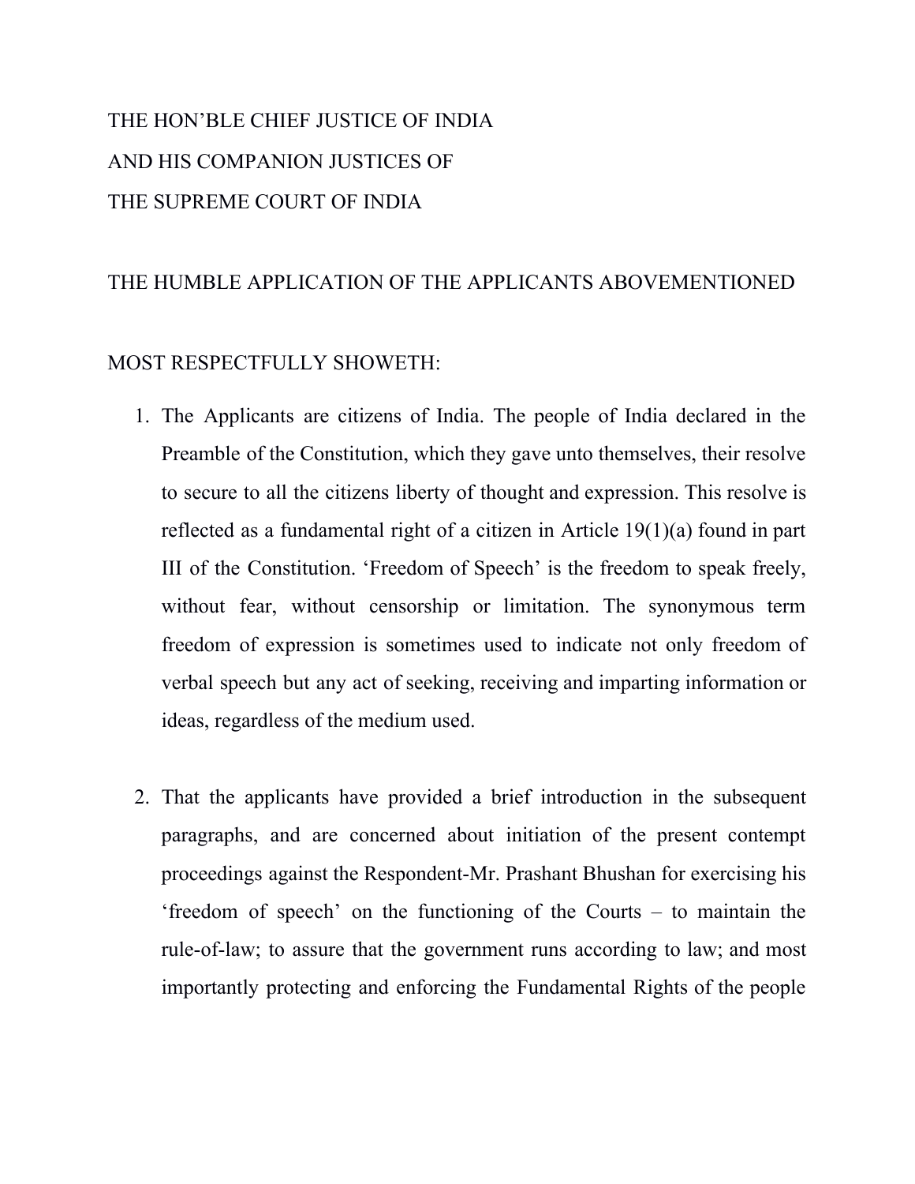THE HON'BLE CHIEF JUSTICE OF INDIA

AND HIS COMPANION JUSTICES OF

THE SUPREME COURT OF INDIA

THE HUMBLE APPLICATION OF THE APPLICANTS ABOVEMENTIONED

MOST RESPECTFULLY SHOWETH:

1. The Applicants are citizens of India. The people of India declared in the Preamble of the Constitution, which they gave unto themselves, their resolve to secure to all the citizens liberty of thought and expression. This resolve is reflected as a fundamental right of a citizen in Article 19(1)(a) found in part III of the Constitution. 'Freedom of Speech' is the freedom to speak freely, without fear, without censorship or limitation. The synonymous term freedom of expression is sometimes used to indicate not only freedom of verbal speech but any act of seeking, receiving and imparting information or ideas, regardless of the medium used.

2. That the applicants have provided a brief introduction in the subsequent paragraphs, and are concerned about initiation of the present contempt proceedings against the Respondent-Mr. Prashant Bhushan for exercising his 'freedom of speech' on the functioning of the Courts – to maintain the rule-of-law; to assure that the government runs according to law; and most importantly protecting and enforcing the Fundamental Rights of the people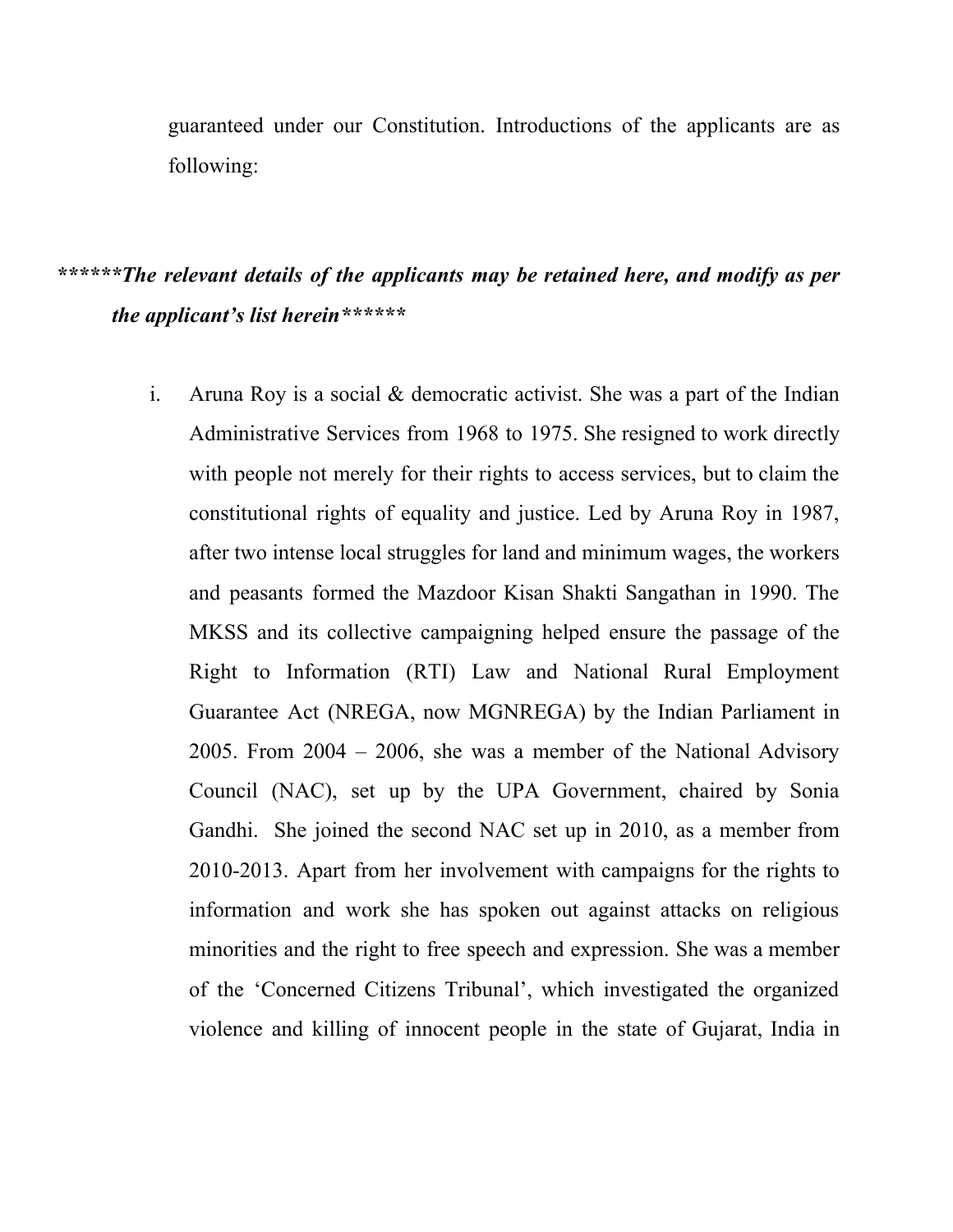guaranteed under our Constitution. Introductions of the applicants are as following:

***\*\*\*\*\*\*The relevant details of the applicants may be retained here, and modify as per the applicant's list herein\*\*\*\*\*\****

i. Aruna Roy is a social & democratic activist. She was a part of the Indian Administrative Services from 1968 to 1975. She resigned to work directly with people not merely for their rights to access services, but to claim the constitutional rights of equality and justice. Led by Aruna Roy in 1987, after two intense local struggles for land and minimum wages, the workers and peasants formed the Mazdoor Kisan Shakti Sangathan in 1990. The MKSS and its collective campaigning helped ensure the passage of the Right to Information (RTI) Law and National Rural Employment Guarantee Act (NREGA, now MGNREGA) by the Indian Parliament in 2005. From 2004 – 2006, she was a member of the National Advisory Council (NAC), set up by the UPA Government, chaired by Sonia Gandhi. She joined the second NAC set up in 2010, as a member from 2010-2013. Apart from her involvement with campaigns for the rights to information and work she has spoken out against attacks on religious minorities and the right to free speech and expression. She was a member of the 'Concerned Citizens Tribunal', which investigated the organized violence and killing of innocent people in the state of Gujarat, India in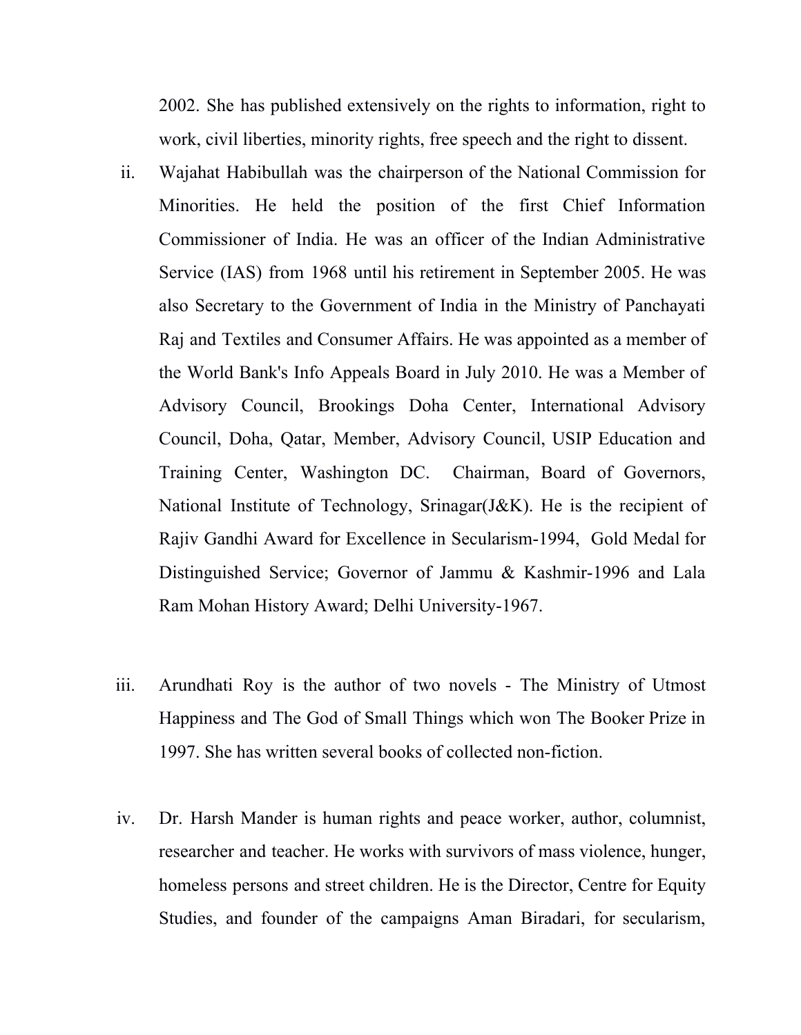2002. She has published extensively on the rights to information, right to work, civil liberties, minority rights, free speech and the right to dissent.

ii. Wajahat Habibullah was the chairperson of the National Commission for Minorities. He held the position of the first Chief Information Commissioner of India. He was an officer of the Indian Administrative Service (IAS) from 1968 until his retirement in September 2005. He was also Secretary to the Government of India in the Ministry of Panchayati Raj and Textiles and Consumer Affairs. He was appointed as a member of the World Bank's Info Appeals Board in July 2010. He was a Member of Advisory Council, Brookings Doha Center, International Advisory Council, Doha, Qatar, Member, Advisory Council, USIP Education and Training Center, Washington DC. Chairman, Board of Governors, National Institute of Technology, Srinagar(J&K). He is the recipient of Rajiv Gandhi Award for Excellence in Secularism-1994, Gold Medal for Distinguished Service; Governor of Jammu & Kashmir-1996 and Lala Ram Mohan History Award; Delhi University-1967.

iii. Arundhati Roy is the author of two novels - The Ministry of Utmost Happiness and The God of Small Things which won The Booker Prize in 1997. She has written several books of collected non-fiction.

iv. Dr. Harsh Mander is human rights and peace worker, author, columnist, researcher and teacher. He works with survivors of mass violence, hunger, homeless persons and street children. He is the Director, Centre for Equity Studies, and founder of the campaigns Aman Biradari, for secularism,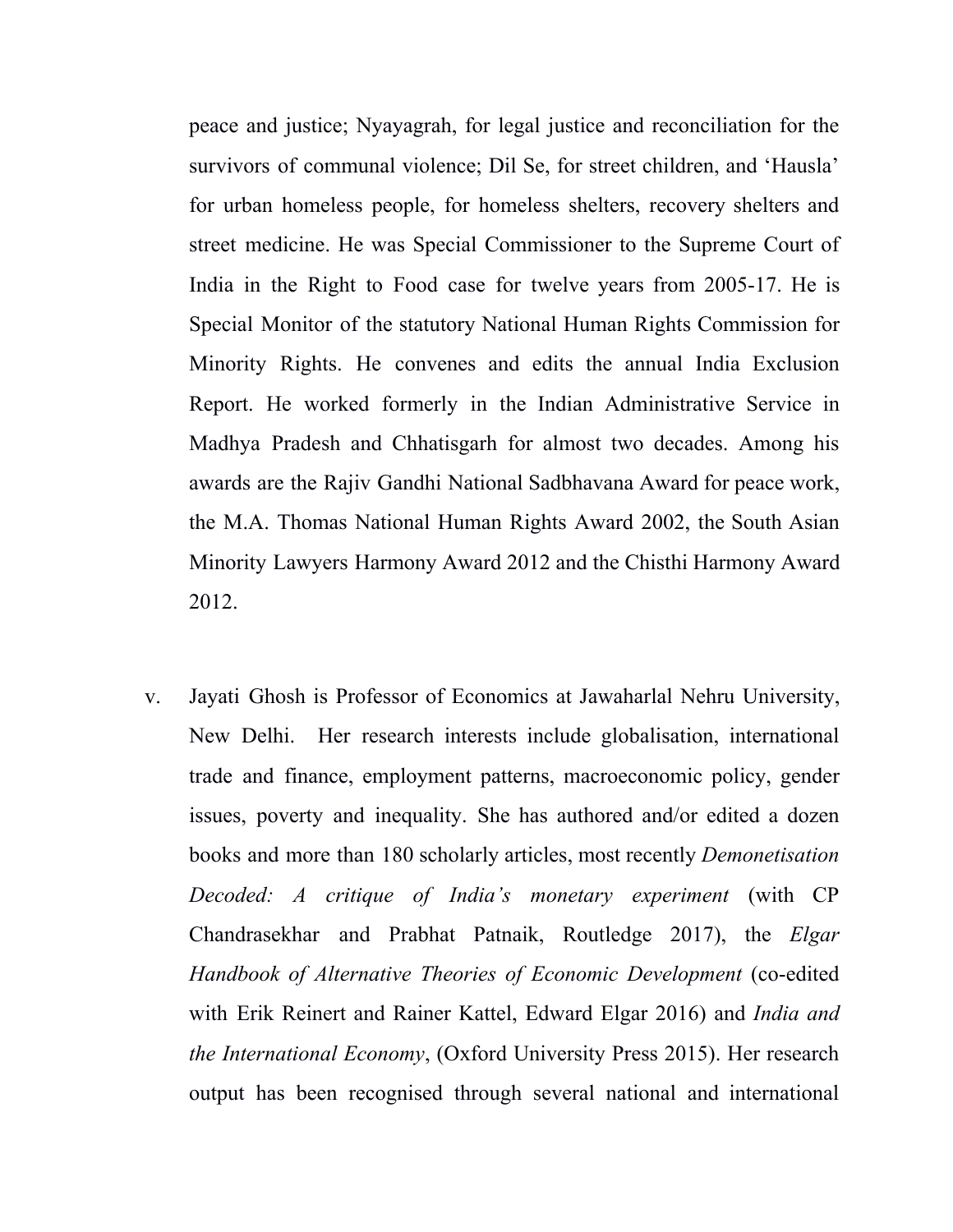peace and justice; Nyayagrah, for legal justice and reconciliation for the survivors of communal violence; Dil Se, for street children, and 'Hausla' for urban homeless people, for homeless shelters, recovery shelters and street medicine. He was Special Commissioner to the Supreme Court of India in the Right to Food case for twelve years from 2005-17. He is Special Monitor of the statutory National Human Rights Commission for Minority Rights. He convenes and edits the annual India Exclusion Report. He worked formerly in the Indian Administrative Service in Madhya Pradesh and Chhatisgarh for almost two decades. Among his awards are the Rajiv Gandhi National Sadbhavana Award for peace work, the M.A. Thomas National Human Rights Award 2002, the South Asian Minority Lawyers Harmony Award 2012 and the Chisthi Harmony Award 2012.

v. Jayati Ghosh is Professor of Economics at Jawaharlal Nehru University, New Delhi. Her research interests include globalisation, international trade and finance, employment patterns, macroeconomic policy, gender issues, poverty and inequality. She has authored and/or edited a dozen books and more than 180 scholarly articles, most recently *Demonetisation Decoded: A critique of India's monetary experiment* (with CP Chandrasekhar and Prabhat Patnaik, Routledge 2017), the *Elgar Handbook of Alternative Theories of Economic Development* (co-edited with Erik Reinert and Rainer Kattel, Edward Elgar 2016) and *India and the International Economy*, (Oxford University Press 2015). Her research output has been recognised through several national and international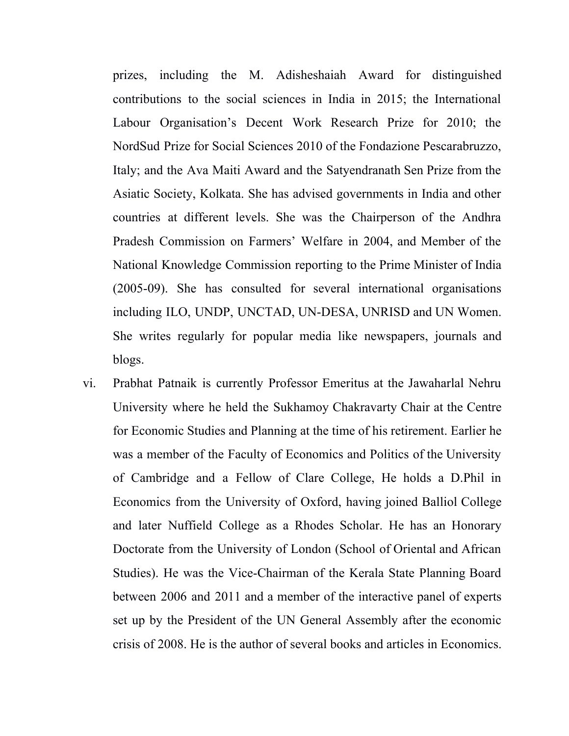prizes, including the M. Adisheshaiah Award for distinguished contributions to the social sciences in India in 2015; the International Labour Organisation's Decent Work Research Prize for 2010; the NordSud Prize for Social Sciences 2010 of the Fondazione Pescarabruzzo, Italy; and the Ava Maiti Award and the Satyendranath Sen Prize from the Asiatic Society, Kolkata. She has advised governments in India and other countries at different levels. She was the Chairperson of the Andhra Pradesh Commission on Farmers' Welfare in 2004, and Member of the National Knowledge Commission reporting to the Prime Minister of India (2005-09). She has consulted for several international organisations including ILO, UNDP, UNCTAD, UN-DESA, UNRISD and UN Women. She writes regularly for popular media like newspapers, journals and blogs.

vi. Prabhat Patnaik is currently Professor Emeritus at the Jawaharlal Nehru University where he held the Sukhamoy Chakravarty Chair at the Centre for Economic Studies and Planning at the time of his retirement. Earlier he was a member of the Faculty of Economics and Politics of the University of Cambridge and a Fellow of Clare College, He holds a D.Phil in Economics from the University of Oxford, having joined Balliol College and later Nuffield College as a Rhodes Scholar. He has an Honorary Doctorate from the University of London (School of Oriental and African Studies). He was the Vice-Chairman of the Kerala State Planning Board between 2006 and 2011 and a member of the interactive panel of experts set up by the President of the UN General Assembly after the economic crisis of 2008. He is the author of several books and articles in Economics.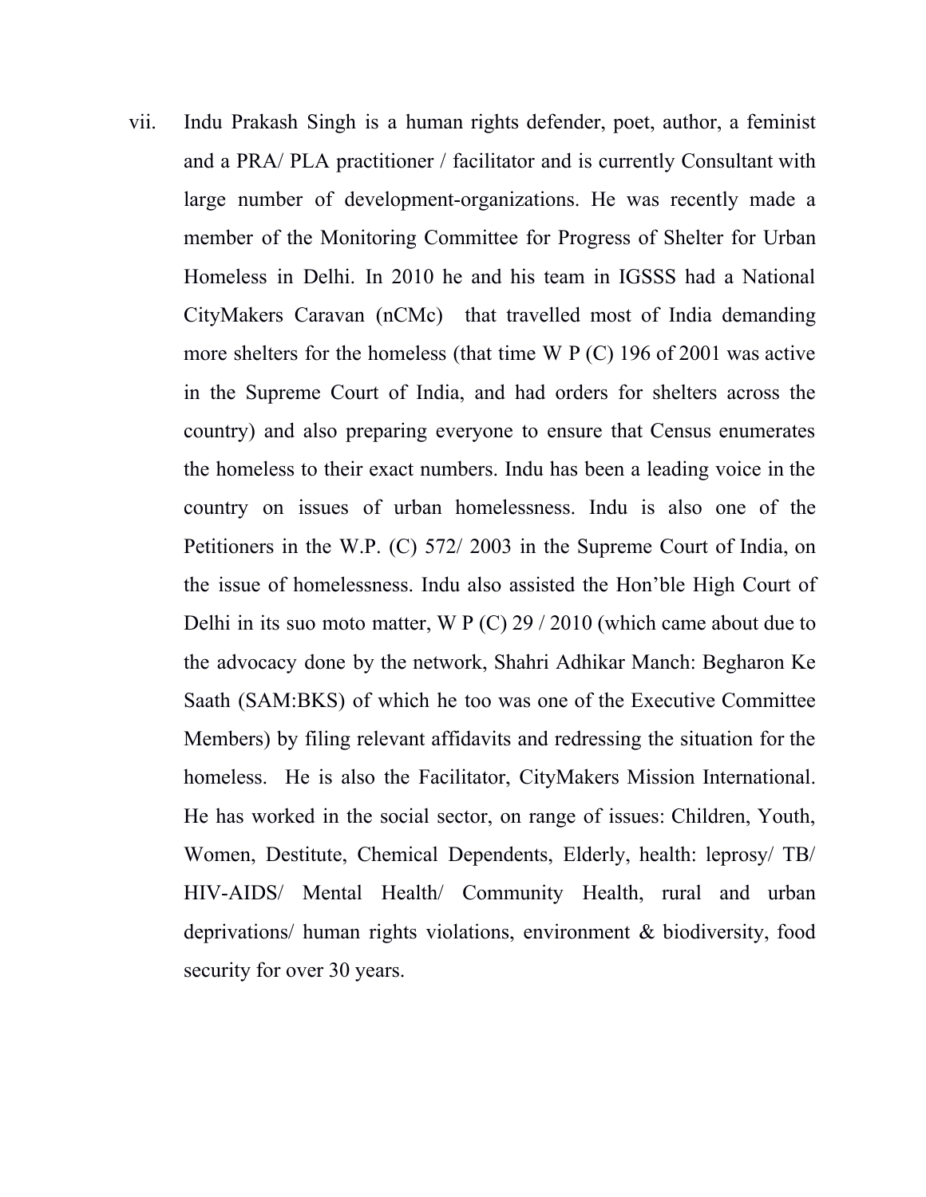vii. Indu Prakash Singh is a human rights defender, poet, author, a feminist and a PRA/ PLA practitioner / facilitator and is currently Consultant with large number of development-organizations. He was recently made a member of the Monitoring Committee for Progress of Shelter for Urban Homeless in Delhi. In 2010 he and his team in IGSSS had a National CityMakers Caravan (nCMc) that travelled most of India demanding more shelters for the homeless (that time W P (C) 196 of 2001 was active in the Supreme Court of India, and had orders for shelters across the country) and also preparing everyone to ensure that Census enumerates the homeless to their exact numbers. Indu has been a leading voice in the country on issues of urban homelessness. Indu is also one of the Petitioners in the W.P. (C) 572/ 2003 in the Supreme Court of India, on the issue of homelessness. Indu also assisted the Hon'ble High Court of Delhi in its suo moto matter, W P (C) 29 / 2010 (which came about due to the advocacy done by the network, Shahri Adhikar Manch: Begharon Ke Saath (SAM:BKS) of which he too was one of the Executive Committee Members) by filing relevant affidavits and redressing the situation for the homeless. He is also the Facilitator, CityMakers Mission International. He has worked in the social sector, on range of issues: Children, Youth, Women, Destitute, Chemical Dependents, Elderly, health: leprosy/ TB/ HIV-AIDS/ Mental Health/ Community Health, rural and urban deprivations/ human rights violations, environment & biodiversity, food security for over 30 years.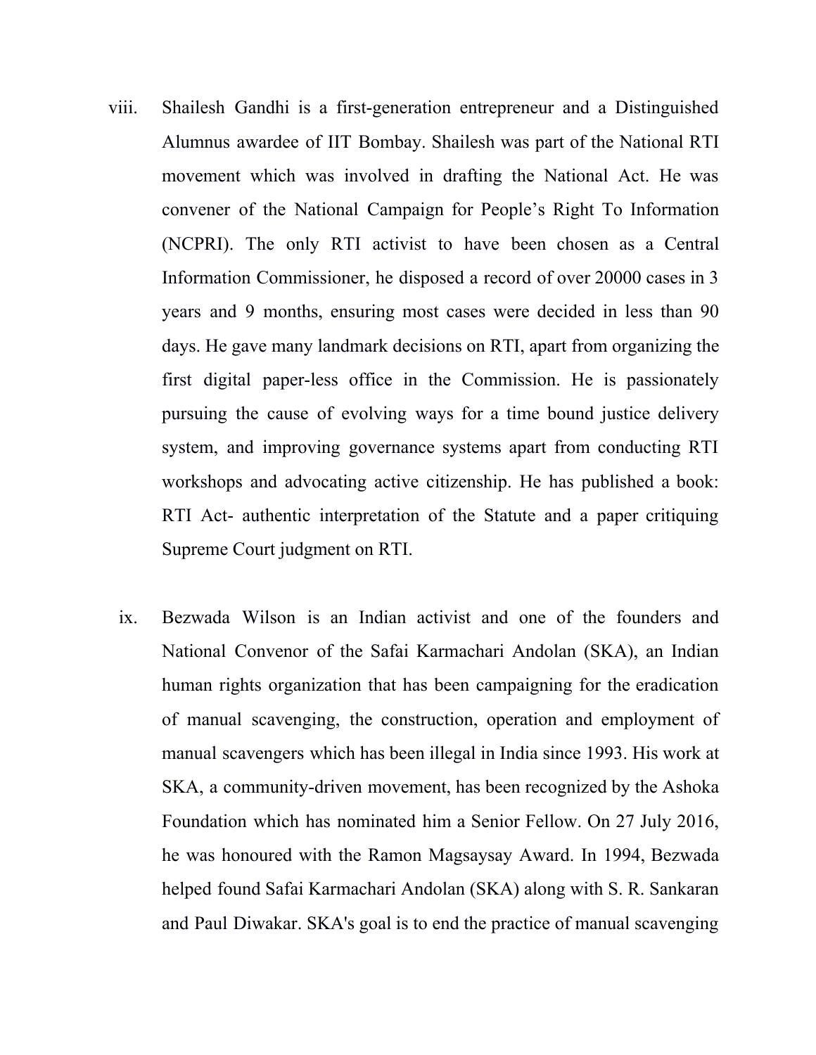viii. Shailesh Gandhi is a first-generation entrepreneur and a Distinguished Alumnus awardee of IIT Bombay. Shailesh was part of the National RTI movement which was involved in drafting the National Act. He was convener of the National Campaign for People's Right To Information (NCPRI). The only RTI activist to have been chosen as a Central Information Commissioner, he disposed a record of over 20000 cases in 3 years and 9 months, ensuring most cases were decided in less than 90 days. He gave many landmark decisions on RTI, apart from organizing the first digital paper-less office in the Commission. He is passionately pursuing the cause of evolving ways for a time bound justice delivery system, and improving governance systems apart from conducting RTI workshops and advocating active citizenship. He has published a book: RTI Act- authentic interpretation of the Statute and a paper critiquing Supreme Court judgment on RTI.

ix. Bezwada Wilson is an Indian activist and one of the founders and National Convenor of the Safai Karmachari Andolan (SKA), an Indian human rights organization that has been campaigning for the eradication of manual scavenging, the construction, operation and employment of manual scavengers which has been illegal in India since 1993. His work at SKA, a community-driven movement, has been recognized by the Ashoka Foundation which has nominated him a Senior Fellow. On 27 July 2016, he was honoured with the Ramon Magsaysay Award. In 1994, Bezwada helped found Safai Karmachari Andolan (SKA) along with S. R. Sankaran and Paul Diwakar. SKA's goal is to end the practice of manual scavenging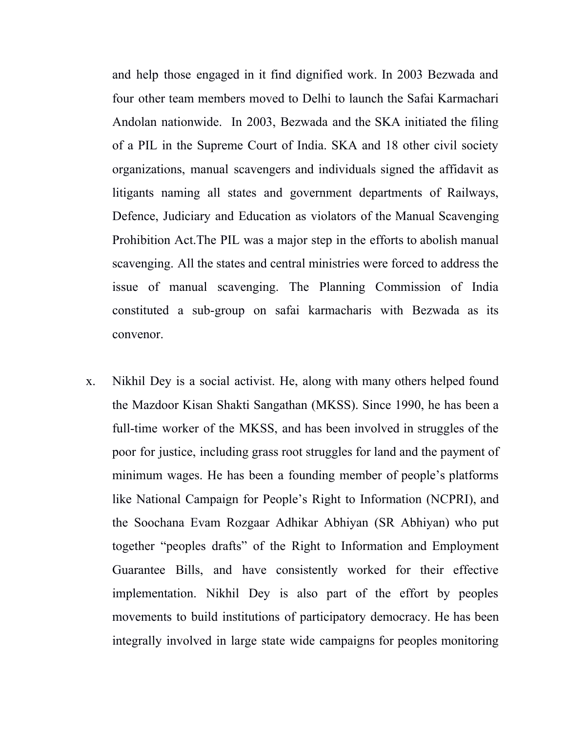and help those engaged in it find dignified work. In 2003 Bezwada and four other team members moved to Delhi to launch the Safai Karmachari Andolan nationwide. In 2003, Bezwada and the SKA initiated the filing of a PIL in the Supreme Court of India. SKA and 18 other civil society organizations, manual scavengers and individuals signed the affidavit as litigants naming all states and government departments of Railways, Defence, Judiciary and Education as violators of the Manual Scavenging Prohibition Act.The PIL was a major step in the efforts to abolish manual scavenging. All the states and central ministries were forced to address the issue of manual scavenging. The Planning Commission of India constituted a sub-group on safai karmacharis with Bezwada as its convenor.

x. Nikhil Dey is a social activist. He, along with many others helped found the Mazdoor Kisan Shakti Sangathan (MKSS). Since 1990, he has been a full-time worker of the MKSS, and has been involved in struggles of the poor for justice, including grass root struggles for land and the payment of minimum wages. He has been a founding member of people's platforms like National Campaign for People's Right to Information (NCPRI), and the Soochana Evam Rozgaar Adhikar Abhiyan (SR Abhiyan) who put together "peoples drafts" of the Right to Information and Employment Guarantee Bills, and have consistently worked for their effective implementation. Nikhil Dey is also part of the effort by peoples movements to build institutions of participatory democracy. He has been integrally involved in large state wide campaigns for peoples monitoring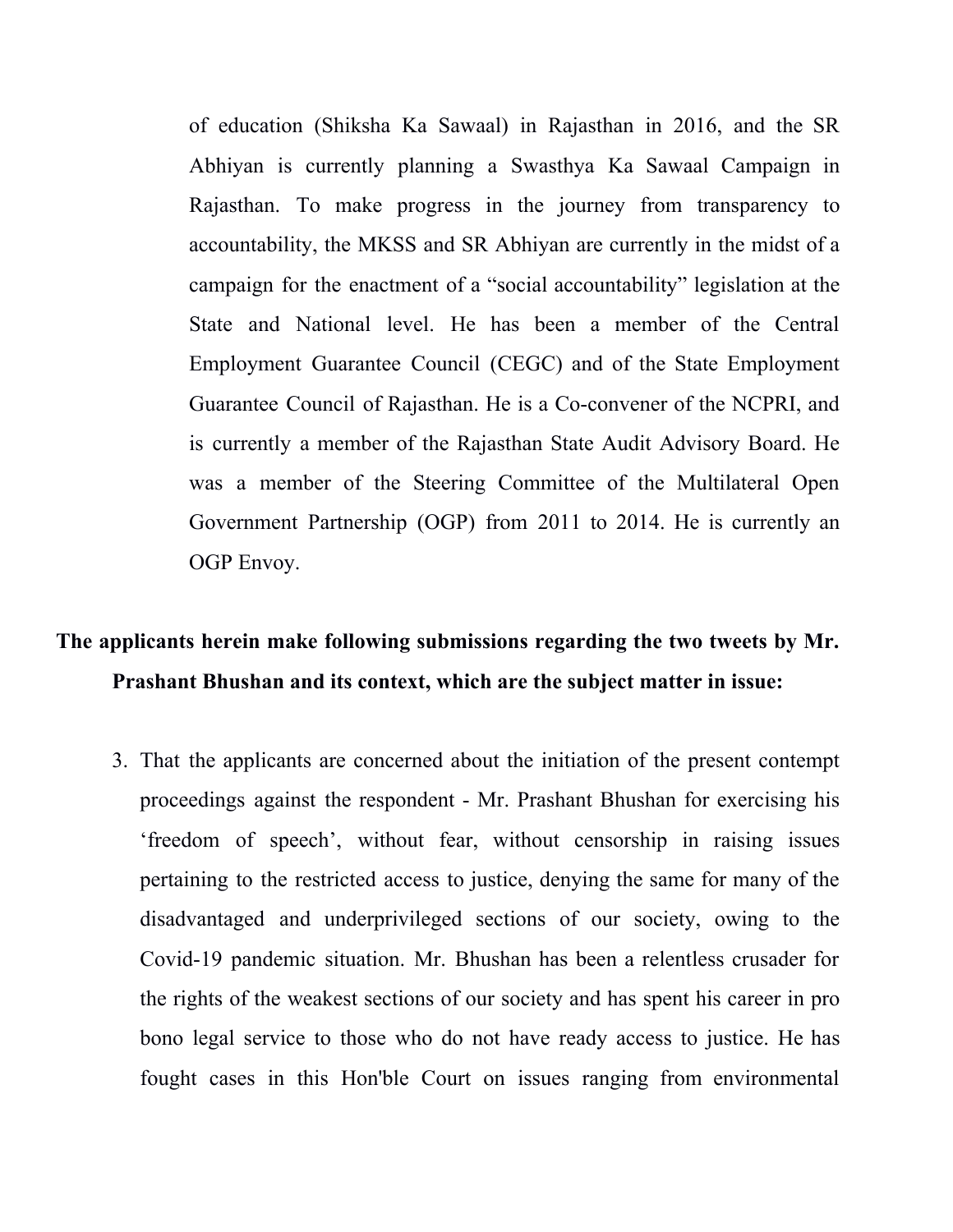of education (Shiksha Ka Sawaal) in Rajasthan in 2016, and the SR Abhiyan is currently planning a Swasthya Ka Sawaal Campaign in Rajasthan. To make progress in the journey from transparency to accountability, the MKSS and SR Abhiyan are currently in the midst of a campaign for the enactment of a "social accountability" legislation at the State and National level. He has been a member of the Central Employment Guarantee Council (CEGC) and of the State Employment Guarantee Council of Rajasthan. He is a Co-convener of the NCPRI, and is currently a member of the Rajasthan State Audit Advisory Board. He was a member of the Steering Committee of the Multilateral Open Government Partnership (OGP) from 2011 to 2014. He is currently an OGP Envoy.

**The applicants herein make following submissions regarding the two tweets by Mr. Prashant Bhushan and its context, which are the subject matter in issue:**

3. That the applicants are concerned about the initiation of the present contempt proceedings against the respondent - Mr. Prashant Bhushan for exercising his 'freedom of speech', without fear, without censorship in raising issues pertaining to the restricted access to justice, denying the same for many of the disadvantaged and underprivileged sections of our society, owing to the Covid-19 pandemic situation. Mr. Bhushan has been a relentless crusader for the rights of the weakest sections of our society and has spent his career in pro bono legal service to those who do not have ready access to justice. He has fought cases in this Hon'ble Court on issues ranging from environmental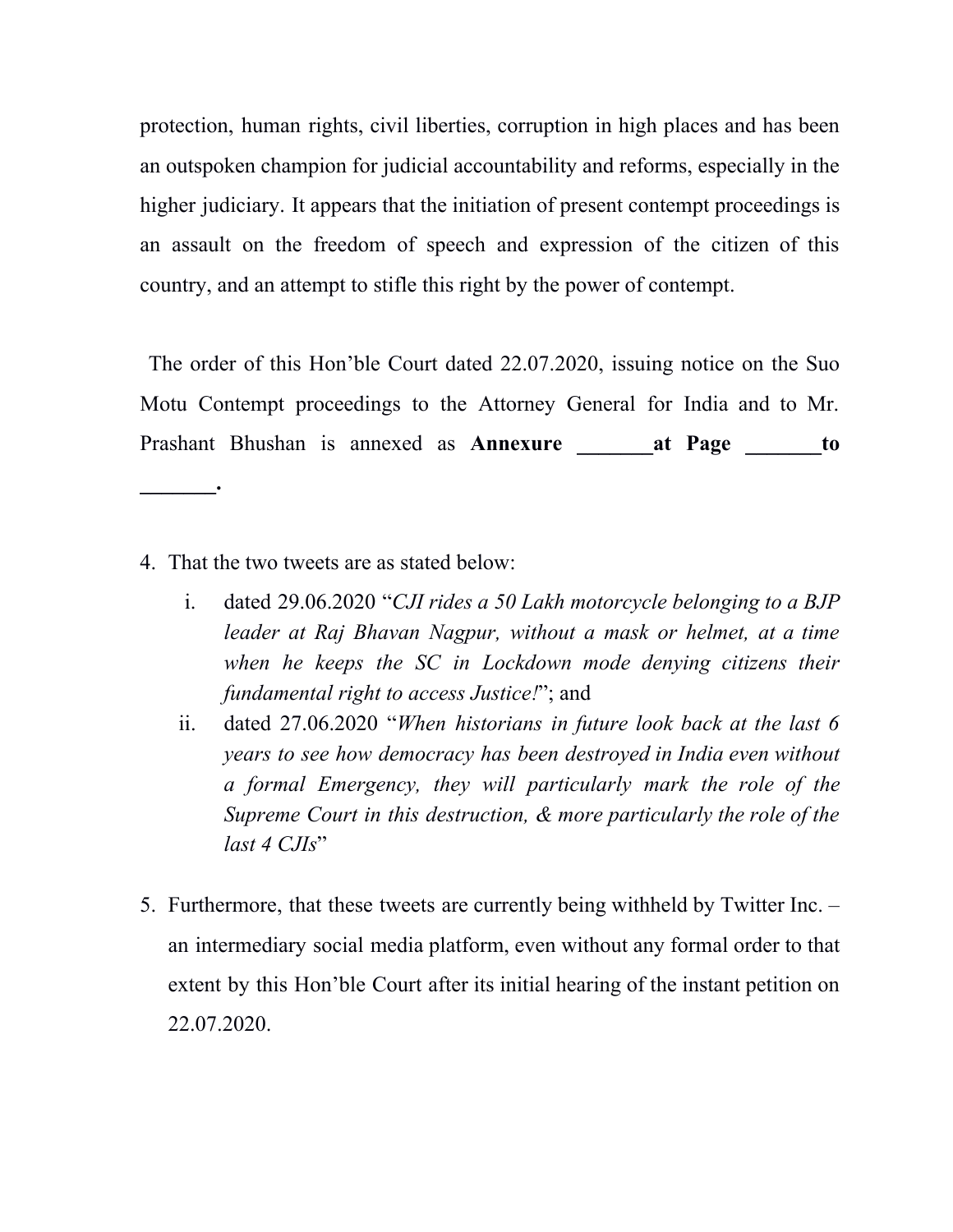protection, human rights, civil liberties, corruption in high places and has been an outspoken champion for judicial accountability and reforms, especially in the higher judiciary. It appears that the initiation of present contempt proceedings is an assault on the freedom of speech and expression of the citizen of this country, and an attempt to stifle this right by the power of contempt.

The order of this Hon'ble Court dated 22.07.2020, issuing notice on the Suo Motu Contempt proceedings to the Attorney General for India and to Mr. Prashant Bhushan is annexed as **Annexure \_\_\_\_\_\_\_at Page \_\_\_\_\_\_\_to \_\_\_\_\_\_\_.**

4. That the two tweets are as stated below:
   i. dated 29.06.2020 "*CJI rides a 50 Lakh motorcycle belonging to a BJP leader at Raj Bhavan Nagpur, without a mask or helmet, at a time when he keeps the SC in Lockdown mode denying citizens their fundamental right to access Justice!*"; and
   ii. dated 27.06.2020 "*When historians in future look back at the last 6 years to see how democracy has been destroyed in India even without a formal Emergency, they will particularly mark the role of the Supreme Court in this destruction, & more particularly the role of the last 4 CJIs*"

5. Furthermore, that these tweets are currently being withheld by Twitter Inc. – an intermediary social media platform, even without any formal order to that extent by this Hon'ble Court after its initial hearing of the instant petition on 22.07.2020.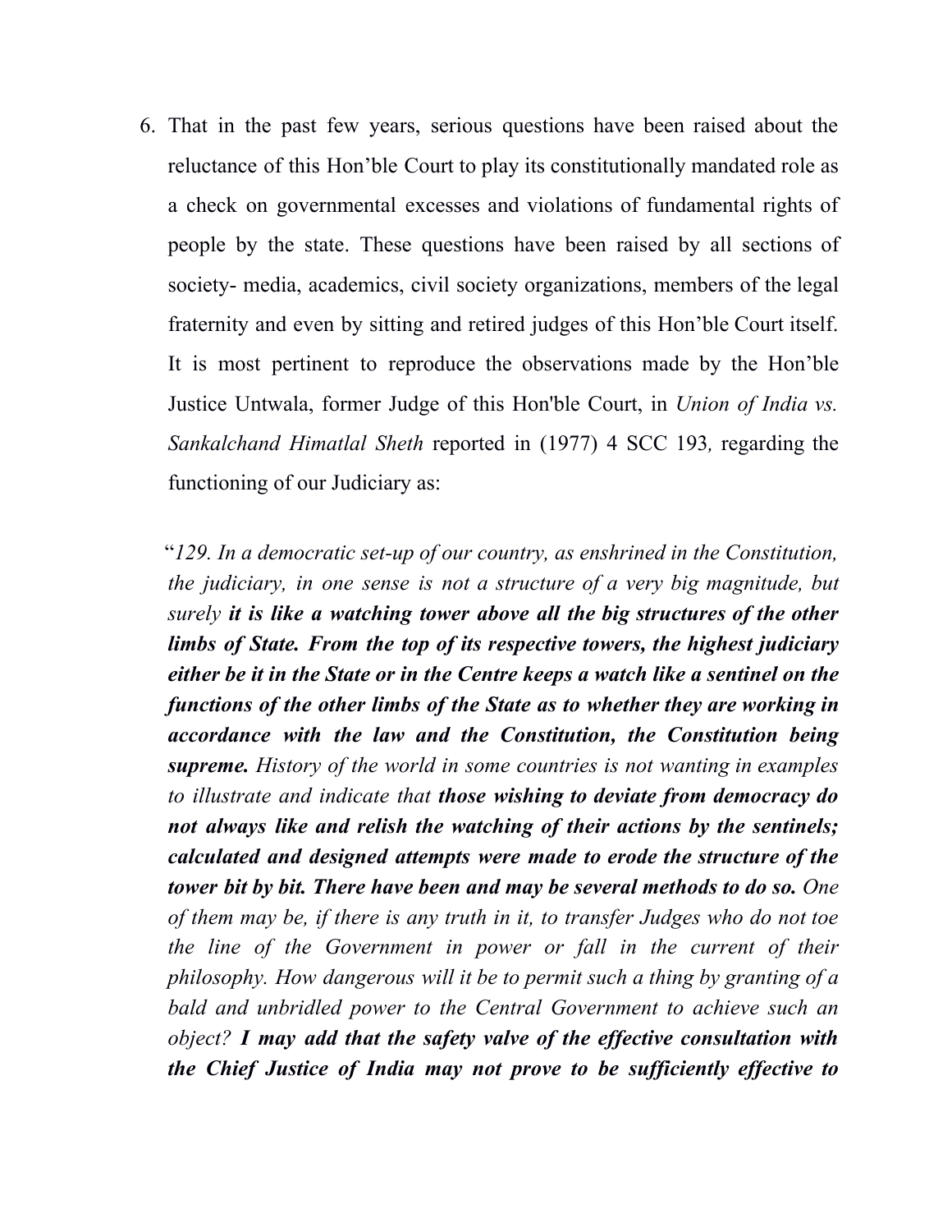6. That in the past few years, serious questions have been raised about the reluctance of this Hon'ble Court to play its constitutionally mandated role as a check on governmental excesses and violations of fundamental rights of people by the state. These questions have been raised by all sections of society- media, academics, civil society organizations, members of the legal fraternity and even by sitting and retired judges of this Hon'ble Court itself. It is most pertinent to reproduce the observations made by the Hon'ble Justice Untwala, former Judge of this Hon'ble Court, in *Union of India vs. Sankalchand Himatlal Sheth* reported in (1977) 4 SCC 193*,* regarding the functioning of our Judiciary as:

> "*129. In a democratic set-up of our country, as enshrined in the Constitution, the judiciary, in one sense is not a structure of a very big magnitude, but surely* ***it is like a watching tower above all the big structures of the other limbs of State. From the top of its respective towers, the highest judiciary either be it in the State or in the Centre keeps a watch like a sentinel on the functions of the other limbs of the State as to whether they are working in accordance with the law and the Constitution, the Constitution being supreme.*** *History of the world in some countries is not wanting in examples to illustrate and indicate that* ***those wishing to deviate from democracy do not always like and relish the watching of their actions by the sentinels; calculated and designed attempts were made to erode the structure of the tower bit by bit. There have been and may be several methods to do so.*** *One of them may be, if there is any truth in it, to transfer Judges who do not toe the line of the Government in power or fall in the current of their philosophy. How dangerous will it be to permit such a thing by granting of a bald and unbridled power to the Central Government to achieve such an object?* ***I may add that the safety valve of the effective consultation with the Chief Justice of India may not prove to be sufficiently effective to***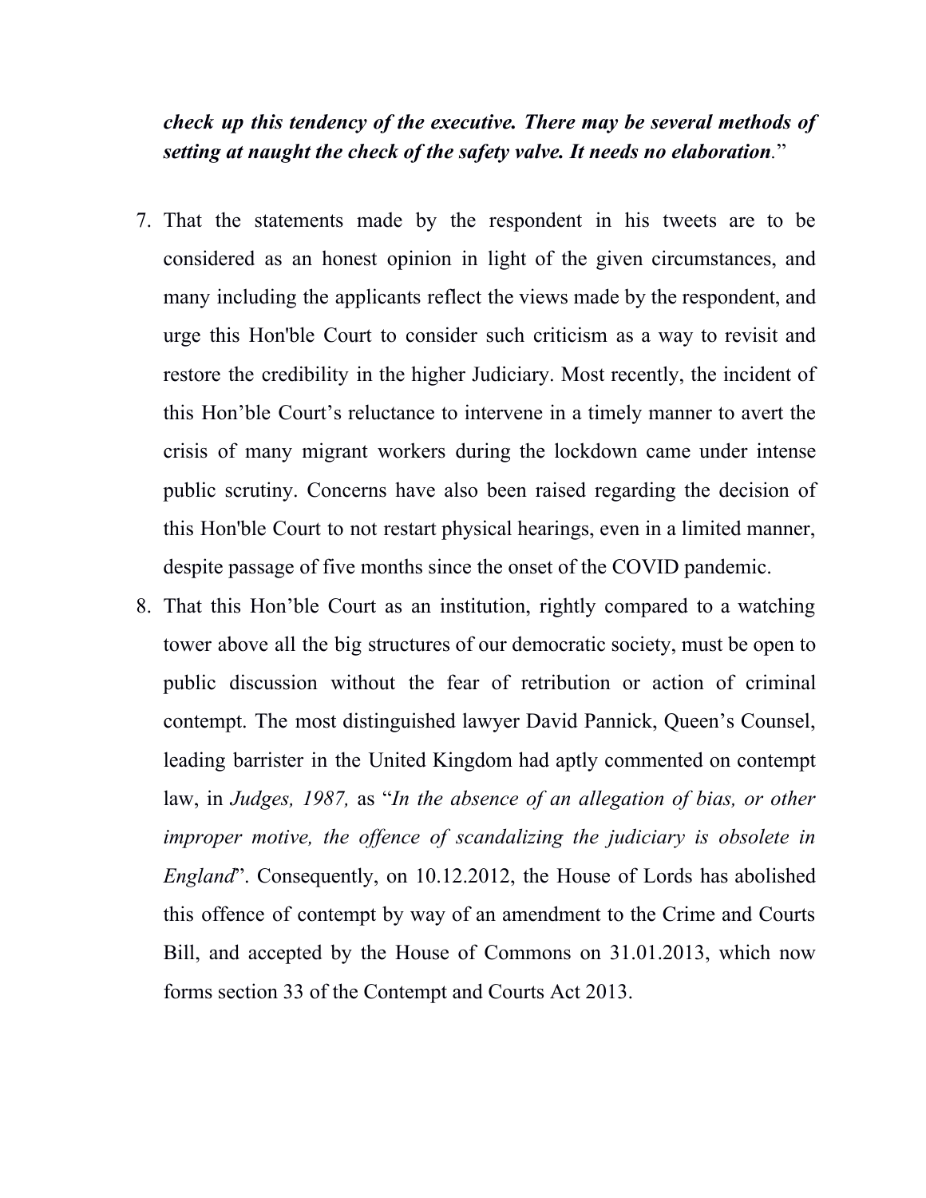***check up this tendency of the executive. There may be several methods of setting at naught the check of the safety valve. It needs no elaboration*.**"

7. That the statements made by the respondent in his tweets are to be considered as an honest opinion in light of the given circumstances, and many including the applicants reflect the views made by the respondent, and urge this Hon'ble Court to consider such criticism as a way to revisit and restore the credibility in the higher Judiciary. Most recently, the incident of this Hon'ble Court's reluctance to intervene in a timely manner to avert the crisis of many migrant workers during the lockdown came under intense public scrutiny. Concerns have also been raised regarding the decision of this Hon'ble Court to not restart physical hearings, even in a limited manner, despite passage of five months since the onset of the COVID pandemic.
8. That this Hon'ble Court as an institution, rightly compared to a watching tower above all the big structures of our democratic society, must be open to public discussion without the fear of retribution or action of criminal contempt. The most distinguished lawyer David Pannick, Queen's Counsel, leading barrister in the United Kingdom had aptly commented on contempt law, in *Judges, 1987,* as "*In the absence of an allegation of bias, or other improper motive, the offence of scandalizing the judiciary is obsolete in England*". Consequently, on 10.12.2012, the House of Lords has abolished this offence of contempt by way of an amendment to the Crime and Courts Bill, and accepted by the House of Commons on 31.01.2013, which now forms section 33 of the Contempt and Courts Act 2013.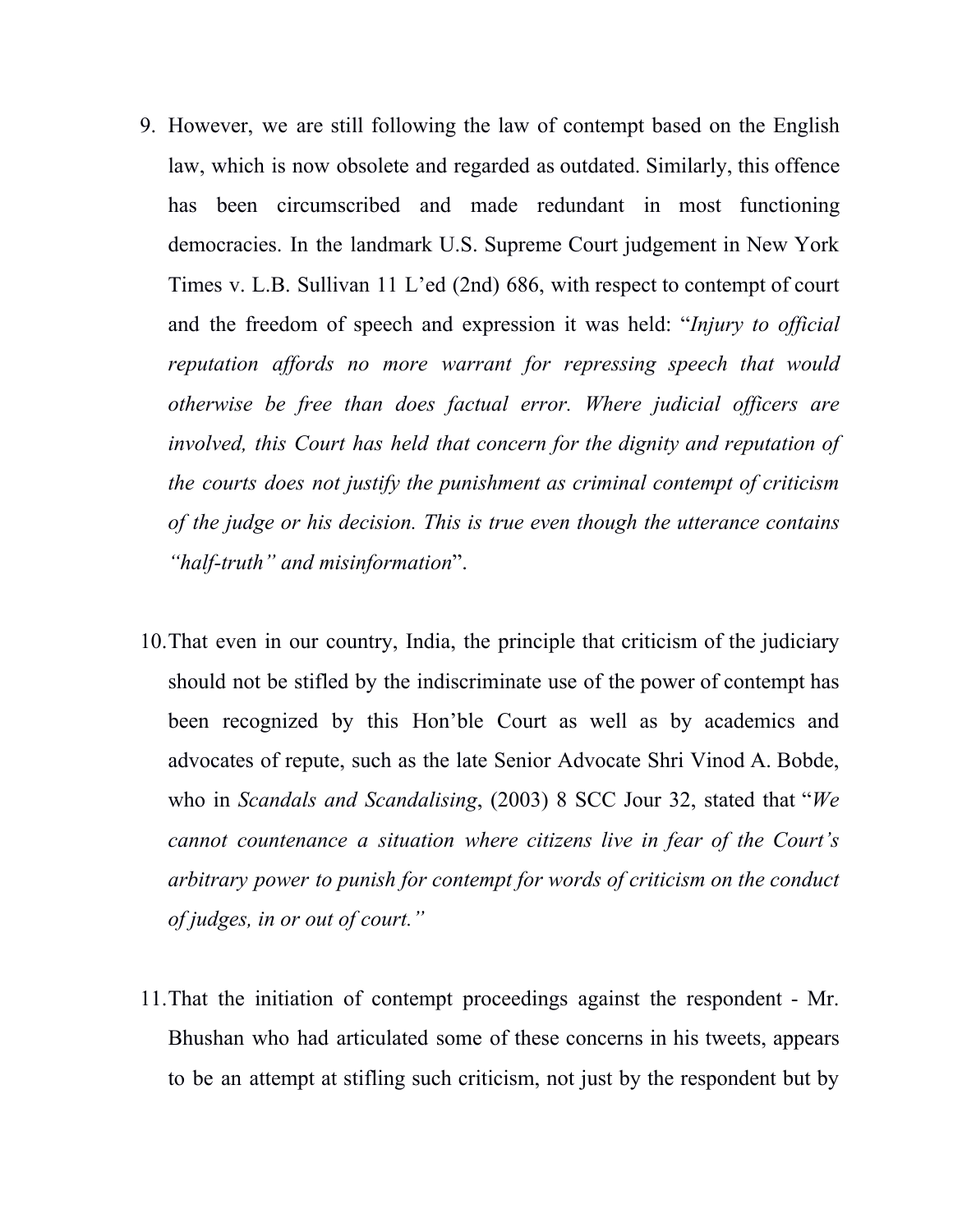9. However, we are still following the law of contempt based on the English law, which is now obsolete and regarded as outdated. Similarly, this offence has been circumscribed and made redundant in most functioning democracies. In the landmark U.S. Supreme Court judgement in New York Times v. L.B. Sullivan 11 L'ed (2nd) 686, with respect to contempt of court and the freedom of speech and expression it was held: "*Injury to official reputation affords no more warrant for repressing speech that would otherwise be free than does factual error. Where judicial officers are involved, this Court has held that concern for the dignity and reputation of the courts does not justify the punishment as criminal contempt of criticism of the judge or his decision. This is true even though the utterance contains "half-truth" and misinformation*".

10. That even in our country, India, the principle that criticism of the judiciary should not be stifled by the indiscriminate use of the power of contempt has been recognized by this Hon'ble Court as well as by academics and advocates of repute, such as the late Senior Advocate Shri Vinod A. Bobde, who in *Scandals and Scandalising*, (2003) 8 SCC Jour 32, stated that "*We cannot countenance a situation where citizens live in fear of the Court's arbitrary power to punish for contempt for words of criticism on the conduct of judges, in or out of court.*"

11. That the initiation of contempt proceedings against the respondent - Mr. Bhushan who had articulated some of these concerns in his tweets, appears to be an attempt at stifling such criticism, not just by the respondent but by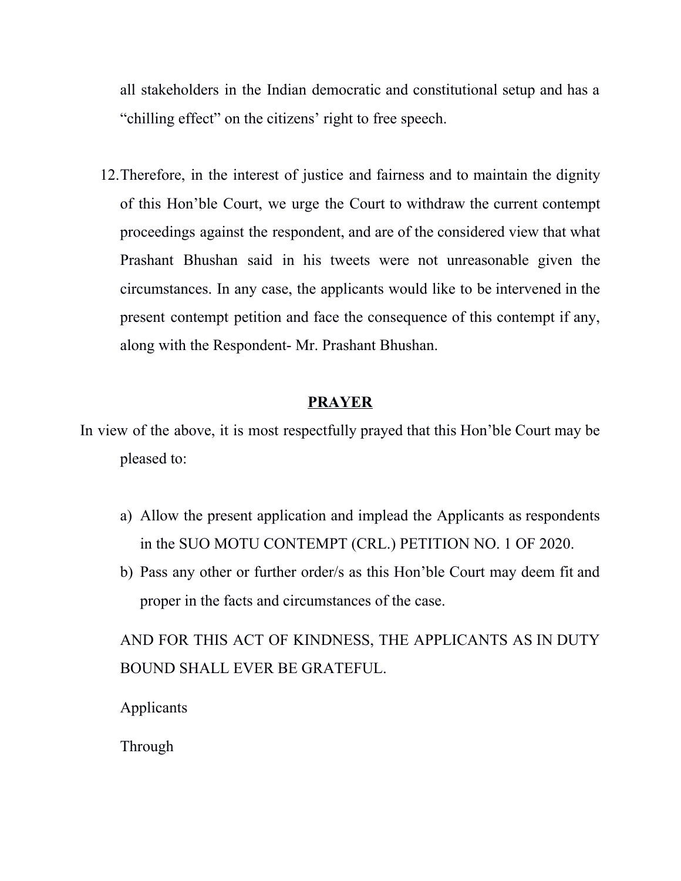all stakeholders in the Indian democratic and constitutional setup and has a “chilling effect” on the citizens’ right to free speech.

12. Therefore, in the interest of justice and fairness and to maintain the dignity of this Hon’ble Court, we urge the Court to withdraw the current contempt proceedings against the respondent, and are of the considered view that what Prashant Bhushan said in his tweets were not unreasonable given the circumstances. In any case, the applicants would like to be intervened in the present contempt petition and face the consequence of this contempt if any, along with the Respondent- Mr. Prashant Bhushan.

## **PRAYER**

In view of the above, it is most respectfully prayed that this Hon’ble Court may be pleased to:

a) Allow the present application and implead the Applicants as respondents in the SUO MOTU CONTEMPT (CRL.) PETITION NO. 1 OF 2020.
b) Pass any other or further order/s as this Hon’ble Court may deem fit and proper in the facts and circumstances of the case.

AND FOR THIS ACT OF KINDNESS, THE APPLICANTS AS IN DUTY BOUND SHALL EVER BE GRATEFUL.

Applicants

Through